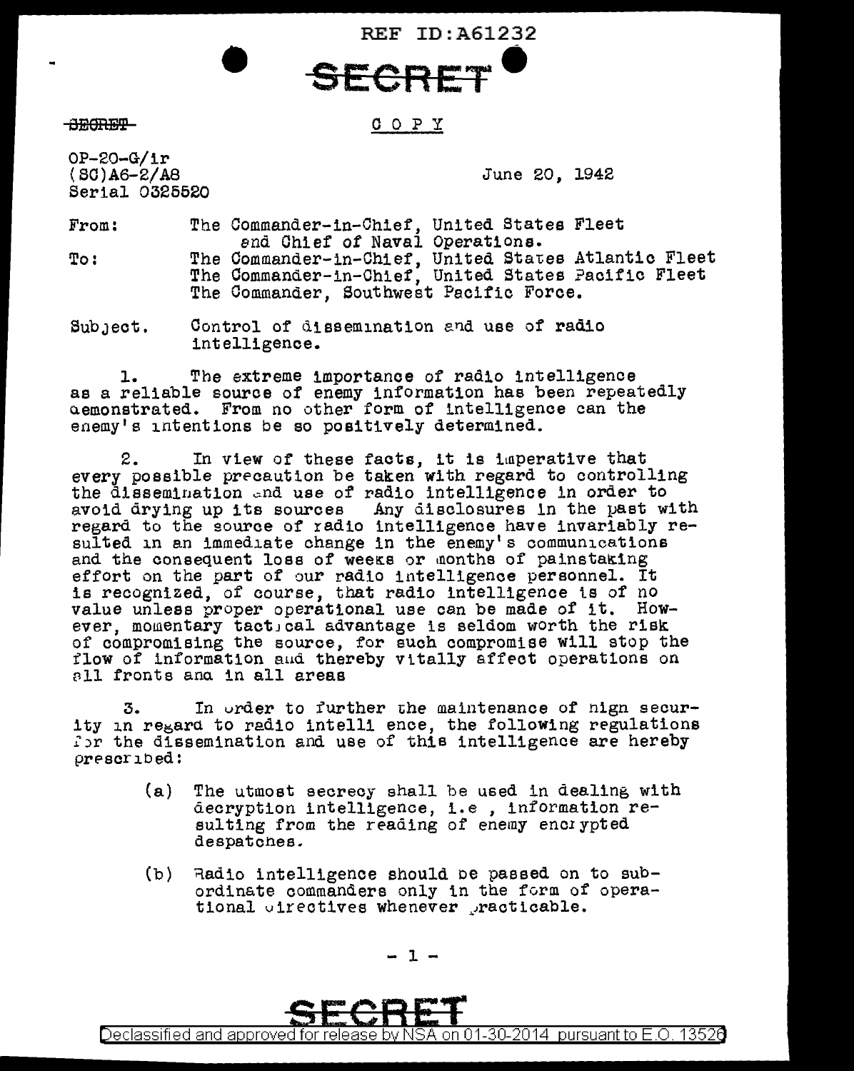REF ID:A61232

SECRET

~~SECRET~~

COPY

OP-20-G/ir
(SC)A6-2/A8
Serial 0325520

June 20, 1942

From: The Commander-in-Chief, United States Fleet and Chief of Naval Operations.
To: The Commander-in-Chief, United States Atlantic Fleet
The Commander-in-Chief, United States Pacific Fleet
The Commander, Southwest Pacific Force.

Subject. Control of dissemination and use of radio intelligence.

1. The extreme importance of radio intelligence as a reliable source of enemy information has been repeatedly demonstrated. From no other form of intelligence can the enemy's intentions be so positively determined.

2. In view of these facts, it is imperative that every possible precaution be taken with regard to controlling the dissemination and use of radio intelligence in order to avoid drying up its sources Any disclosures in the past with regard to the source of radio intelligence have invariably resulted in an immediate change in the enemy's communications and the consequent loss of weeks or months of painstaking effort on the part of our radio intelligence personnel. It is recognized, of course, that radio intelligence is of no value unless proper operational use can be made of it. However, momentary tactical advantage is seldom worth the risk of compromising the source, for such compromise will stop the flow of information and thereby vitally affect operations on all fronts and in all areas

3. In order to further the maintenance of high security in regard to radio intelligence, the following regulations for the dissemination and use of this intelligence are hereby prescribed:

(a) The utmost secrecy shall be used in dealing with decryption intelligence, i.e , information resulting from the reading of enemy encrypted despatches.

(b) Radio intelligence should be passed on to subordinate commanders only in the form of operational directives whenever practicable.

SECRET

Declassified and approved for release by NSA on 01-30-2014 pursuant to E.O. 13526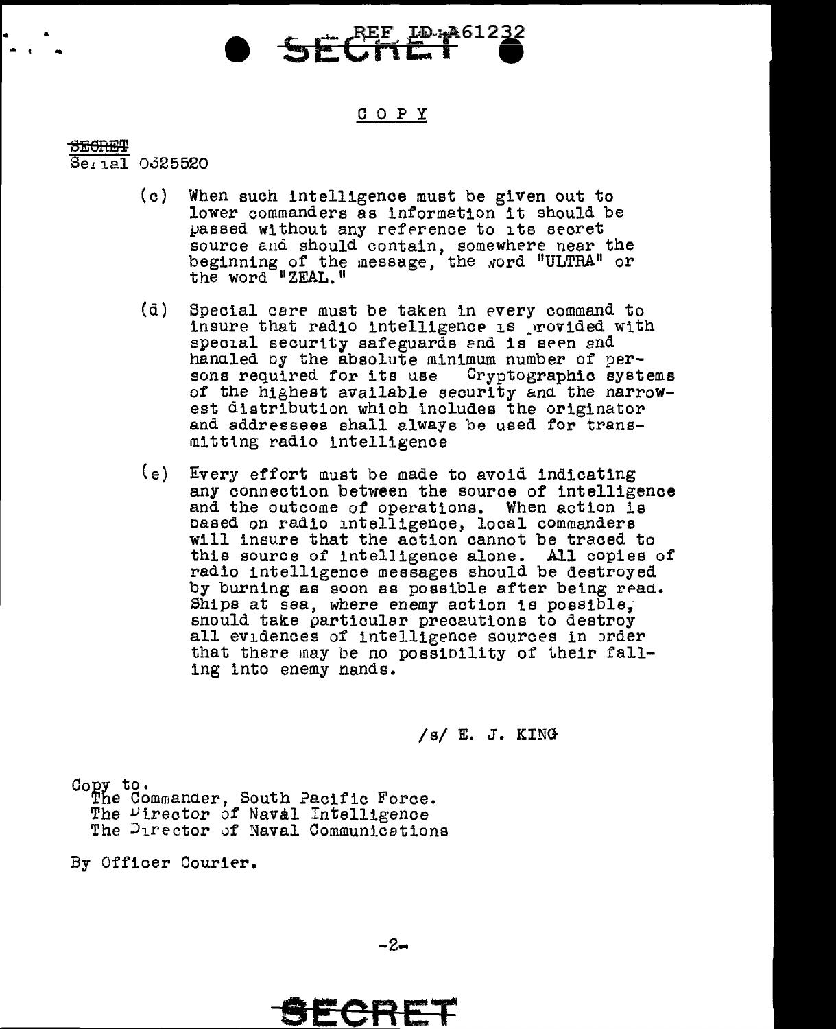REF ID:A61232

SECRET

COPY

~~SECRET~~
Serial 0325520

(c) When such intelligence must be given out to lower commanders as information it should be passed without any reference to its secret source and should contain, somewhere near the beginning of the message, the word "ULTRA" or the word "ZEAL."

(d) Special care must be taken in every command to insure that radio intelligence is provided with special security safeguards and is seen and handled by the absolute minimum number of persons required for its use Cryptographic systems of the highest available security and the narrowest distribution which includes the originator and addressees shall always be used for transmitting radio intelligence

(e) Every effort must be made to avoid indicating any connection between the source of intelligence and the outcome of operations. When action is based on radio intelligence, local commanders will insure that the action cannot be traced to this source of intelligence alone. All copies of radio intelligence messages should be destroyed by burning as soon as possible after being read. Ships at sea, where enemy action is possible, should take particular precautions to destroy all evidences of intelligence sources in order that there may be no possibility of their falling into enemy hands.

/s/ E. J. KING

Copy to.
The Commander, South Pacific Force.
The Director of Naval Intelligence
The Director of Naval Communications

By Officer Courier.

SECRET